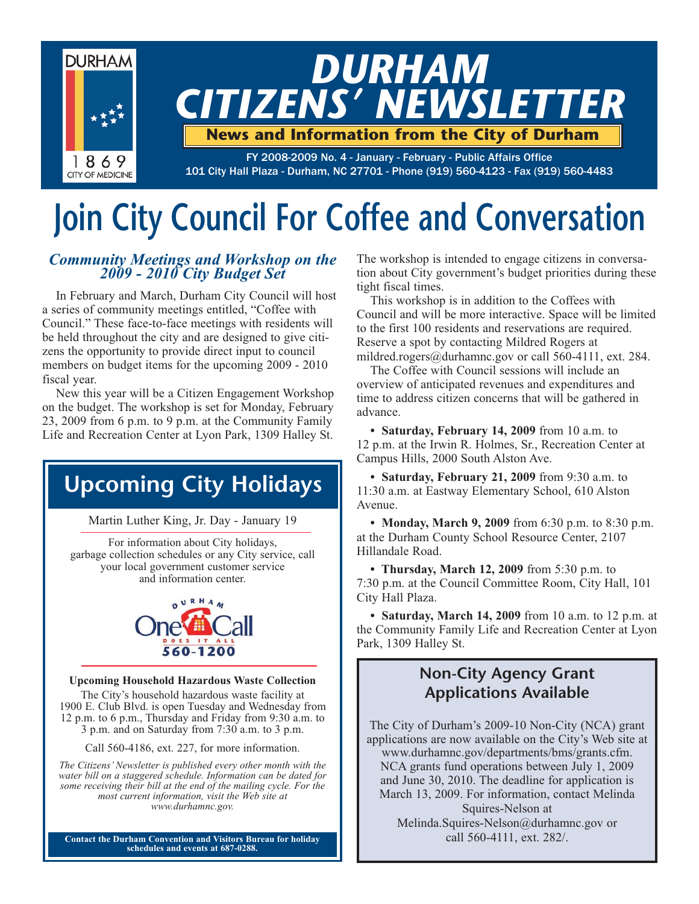# DURHAM CITIZENS' NEWSLETTER

**News and Information from the City of Durham**

FY 2008-2009 No. 4 - January - February - Public Affairs Office
101 City Hall Plaza - Durham, NC 27701 - Phone (919) 560-4123 - Fax (919) 560-4483

# Join City Council For Coffee and Conversation

### *Community Meetings and Workshop on the 2009 - 2010 City Budget Set*

In February and March, Durham City Council will host a series of community meetings entitled, "Coffee with Council." These face-to-face meetings with residents will be held throughout the city and are designed to give citizens the opportunity to provide direct input to council members on budget items for the upcoming 2009 - 2010 fiscal year.

New this year will be a Citizen Engagement Workshop on the budget. The workshop is set for Monday, February 23, 2009 from 6 p.m. to 9 p.m. at the Community Family Life and Recreation Center at Lyon Park, 1309 Halley St.

The workshop is intended to engage citizens in conversation about City government's budget priorities during these tight fiscal times.

This workshop is in addition to the Coffees with Council and will be more interactive. Space will be limited to the first 100 residents and reservations are required. Reserve a spot by contacting Mildred Rogers at mildred.rogers@durhamnc.gov or call 560-4111, ext. 284.

The Coffee with Council sessions will include an overview of anticipated revenues and expenditures and time to address citizen concerns that will be gathered in advance.

- **Saturday, February 14, 2009** from 10 a.m. to 12 p.m. at the Irwin R. Holmes, Sr., Recreation Center at Campus Hills, 2000 South Alston Ave.
- **Saturday, February 21, 2009** from 9:30 a.m. to 11:30 a.m. at Eastway Elementary School, 610 Alston Avenue.
- **Monday, March 9, 2009** from 6:30 p.m. to 8:30 p.m. at the Durham County School Resource Center, 2107 Hillandale Road.
- **Thursday, March 12, 2009** from 5:30 p.m. to 7:30 p.m. at the Council Committee Room, City Hall, 101 City Hall Plaza.
- **Saturday, March 14, 2009** from 10 a.m. to 12 p.m. at the Community Family Life and Recreation Center at Lyon Park, 1309 Halley St.

## Upcoming City Holidays

Martin Luther King, Jr. Day - January 19

For information about City holidays, garbage collection schedules or any City service, call your local government customer service and information center.

DURHAM One Call DOES IT ALL 560-1200

**Upcoming Household Hazardous Waste Collection**

The City's household hazardous waste facility at 1900 E. Club Blvd. is open Tuesday and Wednesday from 12 p.m. to 6 p.m., Thursday and Friday from 9:30 a.m. to 3 p.m. and on Saturday from 7:30 a.m. to 3 p.m.

Call 560-4186, ext. 227, for more information.

*The Citizens' Newsletter is published every other month with the water bill on a staggered schedule. Information can be dated for some receiving their bill at the end of the mailing cycle. For the most current information, visit the Web site at www.durhamnc.gov.*

**Contact the Durham Convention and Visitors Bureau for holiday schedules and events at 687-0288.**

## Non-City Agency Grant Applications Available

The City of Durham's 2009-10 Non-City (NCA) grant applications are now available on the City's Web site at www.durhamnc.gov/departments/bms/grants.cfm. NCA grants fund operations between July 1, 2009 and June 30, 2010. The deadline for application is March 13, 2009. For information, contact Melinda Squires-Nelson at Melinda.Squires-Nelson@durhamnc.gov or call 560-4111, ext. 282/.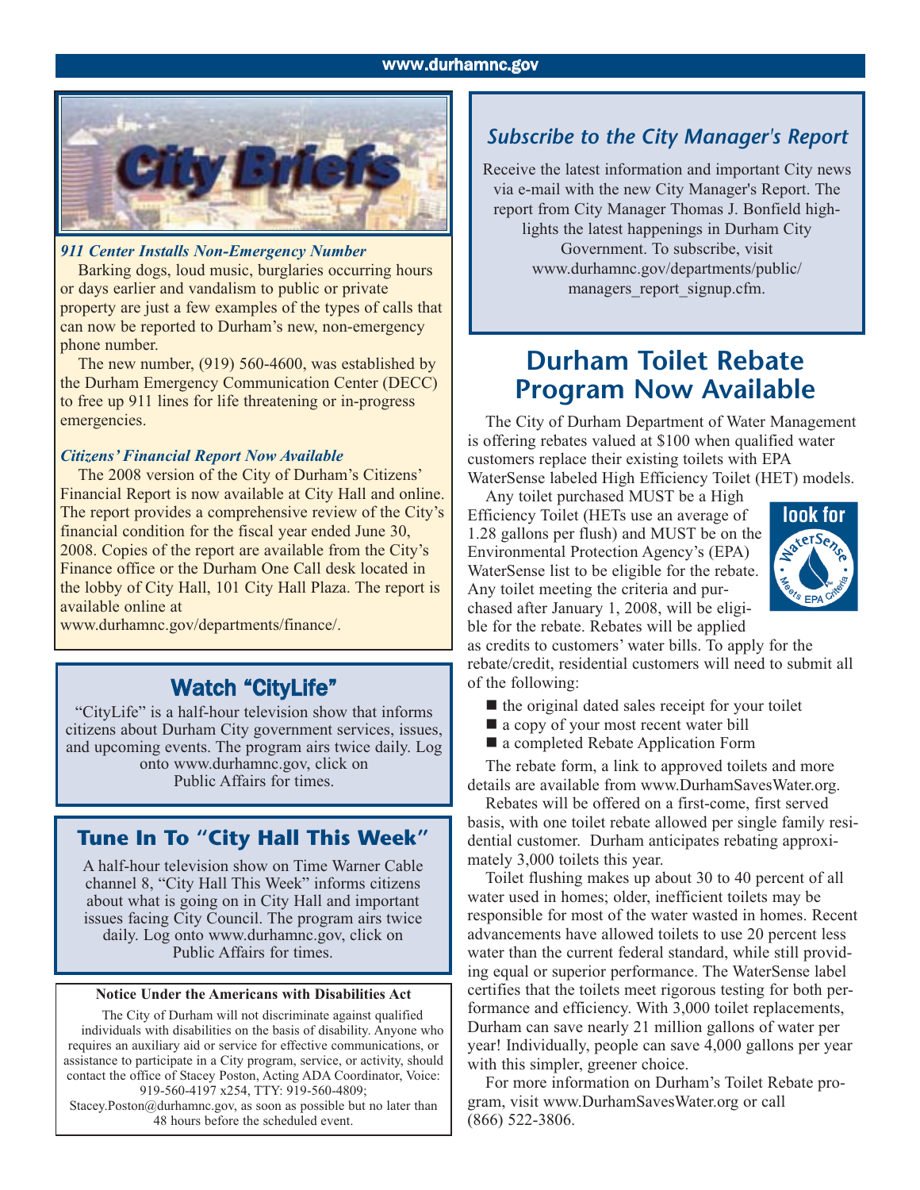# City Briefs

***911 Center Installs Non-Emergency Number***

Barking dogs, loud music, burglaries occurring hours or days earlier and vandalism to public or private property are just a few examples of the types of calls that can now be reported to Durham's new, non-emergency phone number.

The new number, (919) 560-4600, was established by the Durham Emergency Communication Center (DECC) to free up 911 lines for life threatening or in-progress emergencies.

***Citizens' Financial Report Now Available***

The 2008 version of the City of Durham's Citizens' Financial Report is now available at City Hall and online. The report provides a comprehensive review of the City's financial condition for the fiscal year ended June 30, 2008. Copies of the report are available from the City's Finance office or the Durham One Call desk located in the lobby of City Hall, 101 City Hall Plaza. The report is available online at www.durhamnc.gov/departments/finance/.

## Watch "CityLife"

"CityLife" is a half-hour television show that informs citizens about Durham City government services, issues, and upcoming events. The program airs twice daily. Log onto www.durhamnc.gov, click on Public Affairs for times.

## Tune In To "City Hall This Week"

A half-hour television show on Time Warner Cable channel 8, "City Hall This Week" informs citizens about what is going on in City Hall and important issues facing City Council. The program airs twice daily. Log onto www.durhamnc.gov, click on Public Affairs for times.

**Notice Under the Americans with Disabilities Act**

The City of Durham will not discriminate against qualified individuals with disabilities on the basis of disability. Anyone who requires an auxiliary aid or service for effective communications, or assistance to participate in a City program, service, or activity, should contact the office of Stacey Poston, Acting ADA Coordinator, Voice: 919-560-4197 x254, TTY: 919-560-4809; Stacey.Poston@durhamnc.gov, as soon as possible but no later than 48 hours before the scheduled event.

## *Subscribe to the City Manager's Report*

Receive the latest information and important City news via e-mail with the new City Manager's Report. The report from City Manager Thomas J. Bonfield highlights the latest happenings in Durham City Government. To subscribe, visit www.durhamnc.gov/departments/public/managers_report_signup.cfm.

# Durham Toilet Rebate Program Now Available

The City of Durham Department of Water Management is offering rebates valued at $100 when qualified water customers replace their existing toilets with EPA WaterSense labeled High Efficiency Toilet (HET) models.

Any toilet purchased MUST be a High Efficiency Toilet (HETs use an average of 1.28 gallons per flush) and MUST be on the Environmental Protection Agency's (EPA) WaterSense list to be eligible for the rebate. Any toilet meeting the criteria and purchased after January 1, 2008, will be eligible for the rebate. Rebates will be applied as credits to customers' water bills. To apply for the rebate/credit, residential customers will need to submit all of the following:

look for WaterSense Meets EPA Criteria

- the original dated sales receipt for your toilet
- a copy of your most recent water bill
- a completed Rebate Application Form

The rebate form, a link to approved toilets and more details are available from www.DurhamSavesWater.org.

Rebates will be offered on a first-come, first served basis, with one toilet rebate allowed per single family residential customer. Durham anticipates rebating approximately 3,000 toilets this year.

Toilet flushing makes up about 30 to 40 percent of all water used in homes; older, inefficient toilets may be responsible for most of the water wasted in homes. Recent advancements have allowed toilets to use 20 percent less water than the current federal standard, while still providing equal or superior performance. The WaterSense label certifies that the toilets meet rigorous testing for both performance and efficiency. With 3,000 toilet replacements, Durham can save nearly 21 million gallons of water per year! Individually, people can save 4,000 gallons per year with this simpler, greener choice.

For more information on Durham's Toilet Rebate program, visit www.DurhamSavesWater.org or call (866) 522-3806.